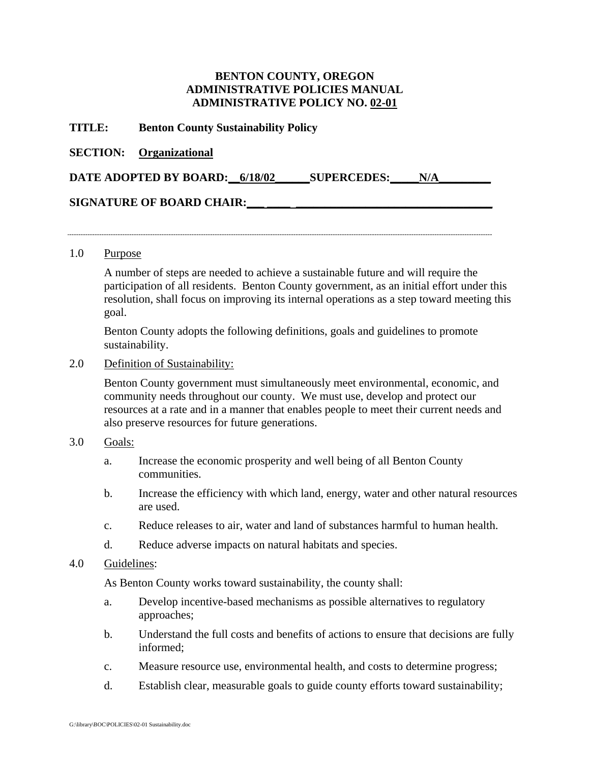**BENTON COUNTY, OREGON**
**ADMINISTRATIVE POLICIES MANUAL**
**ADMINISTRATIVE POLICY NO. 02-01**

**TITLE:** **Benton County Sustainability Policy**

**SECTION:** **Organizational**

**DATE ADOPTED BY BOARD:** **6/18/02** **SUPERCEDES:** **N/A**

**SIGNATURE OF BOARD CHAIR:** ______________________________

---

1.0 Purpose

A number of steps are needed to achieve a sustainable future and will require the participation of all residents. Benton County government, as an initial effort under this resolution, shall focus on improving its internal operations as a step toward meeting this goal.

Benton County adopts the following definitions, goals and guidelines to promote sustainability.

2.0 Definition of Sustainability:

Benton County government must simultaneously meet environmental, economic, and community needs throughout our county. We must use, develop and protect our resources at a rate and in a manner that enables people to meet their current needs and also preserve resources for future generations.

3.0 Goals:

a. Increase the economic prosperity and well being of all Benton County communities.

b. Increase the efficiency with which land, energy, water and other natural resources are used.

c. Reduce releases to air, water and land of substances harmful to human health.

d. Reduce adverse impacts on natural habitats and species.

4.0 Guidelines:

As Benton County works toward sustainability, the county shall:

a. Develop incentive-based mechanisms as possible alternatives to regulatory approaches;

b. Understand the full costs and benefits of actions to ensure that decisions are fully informed;

c. Measure resource use, environmental health, and costs to determine progress;

d. Establish clear, measurable goals to guide county efforts toward sustainability;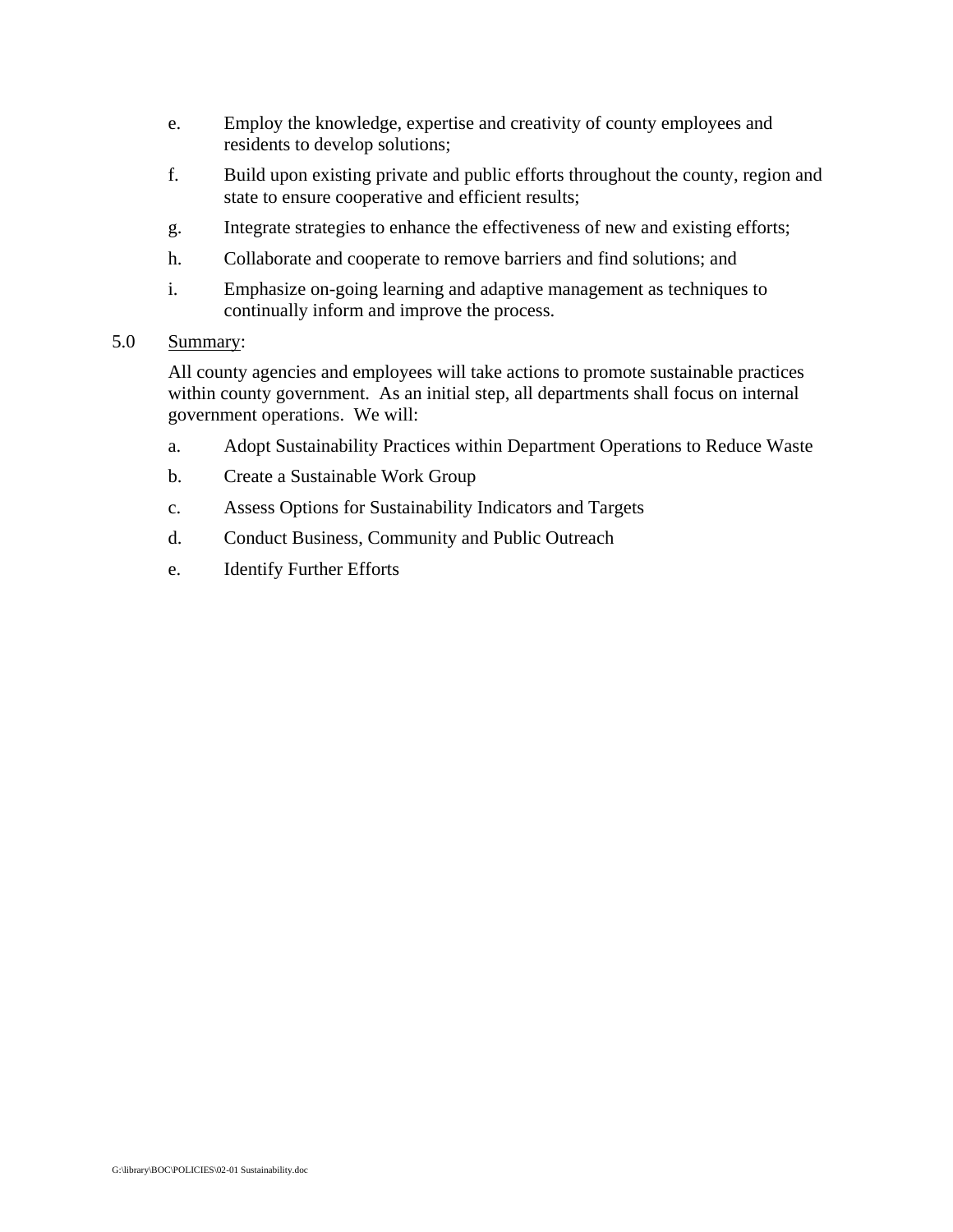e. Employ the knowledge, expertise and creativity of county employees and residents to develop solutions;

f. Build upon existing private and public efforts throughout the county, region and state to ensure cooperative and efficient results;

g. Integrate strategies to enhance the effectiveness of new and existing efforts;

h. Collaborate and cooperate to remove barriers and find solutions; and

i. Emphasize on-going learning and adaptive management as techniques to continually inform and improve the process.

5.0 Summary:

All county agencies and employees will take actions to promote sustainable practices within county government. As an initial step, all departments shall focus on internal government operations. We will:

a. Adopt Sustainability Practices within Department Operations to Reduce Waste

b. Create a Sustainable Work Group

c. Assess Options for Sustainability Indicators and Targets

d. Conduct Business, Community and Public Outreach

e. Identify Further Efforts